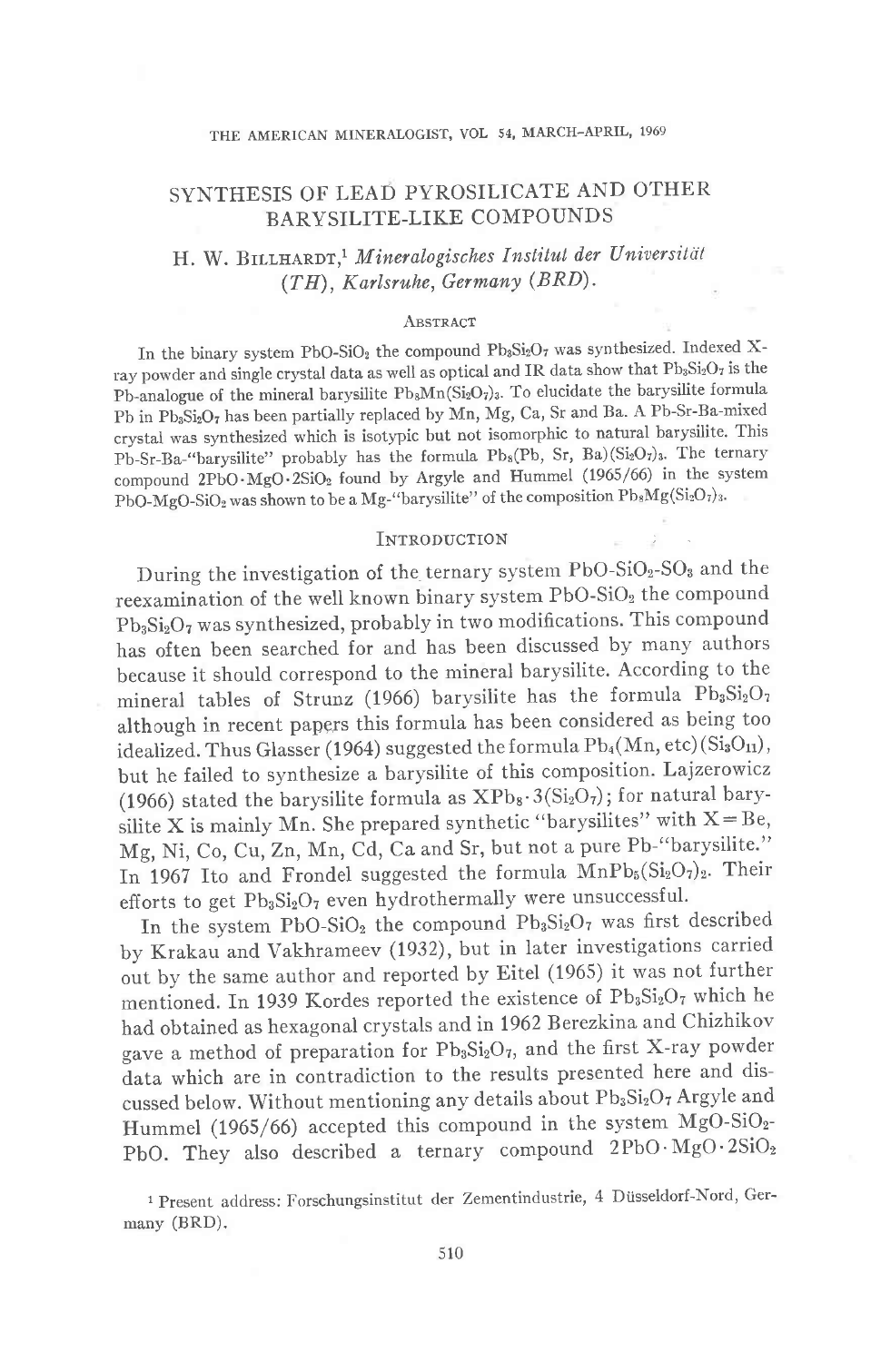# SYNTHESIS OF LEAD PYROSILICATE AND OTHER BARYSILITE-LIKE COMPOUNDS

H. W. BILLHARDT,[1] *Mineralogisches Institut der Universität (TH), Karlsruhe, Germany (BRD).*

## ABSTRACT

In the binary system $PbO\text{-}SiO_2$ the compound $Pb_3Si_2O_7$ was synthesized. Indexed X-ray powder and single crystal data as well as optical and IR data show that $Pb_3Si_2O_7$ is the Pb-analogue of the mineral barysilite $Pb_8Mn(Si_2O_7)_3$. To elucidate the barysilite formula Pb in $Pb_3Si_2O_7$ has been partially replaced by Mn, Mg, Ca, Sr and Ba. A Pb-Sr-Ba-mixed crystal was synthesized which is isotypic but not isomorphic to natural barysilite. This Pb-Sr-Ba-"barysilite" probably has the formula $Pb_8(Pb, Sr, Ba)(Si_2O_7)_3$. The ternary compound $2PbO \cdot MgO \cdot 2SiO_2$ found by Argyle and Hummel (1965/66) in the system $PbO\text{-}MgO\text{-}SiO_2$ was shown to be a Mg-"barysilite" of the composition $Pb_8Mg(Si_2O_7)_3$.

## INTRODUCTION

During the investigation of the ternary system $PbO\text{-}SiO_2\text{-}SO_3$ and the reexamination of the well known binary system $PbO\text{-}SiO_2$ the compound $Pb_3Si_2O_7$ was synthesized, probably in two modifications. This compound has often been searched for and has been discussed by many authors because it should correspond to the mineral barysilite. According to the mineral tables of Strunz (1966) barysilite has the formula $Pb_3Si_2O_7$ although in recent papers this formula has been considered as being too idealized. Thus Glasser (1964) suggested the formula $Pb_4(Mn, etc)(Si_3O_{11})$, but he failed to synthesize a barysilite of this composition. Lajzerowicz (1966) stated the barysilite formula as $XPb_8 \cdot 3(Si_2O_7)$; for natural barysilite X is mainly Mn. She prepared synthetic "barysilites" with X = Be, Mg, Ni, Co, Cu, Zn, Mn, Cd, Ca and Sr, but not a pure Pb-"barysilite." In 1967 Ito and Frondel suggested the formula $MnPb_8(Si_2O_7)_3$. Their efforts to get $Pb_3Si_2O_7$ even hydrothermally were unsuccessful.

In the system $PbO\text{-}SiO_2$ the compound $Pb_3Si_2O_7$ was first described by Krakau and Vakhrameev (1932), but in later investigations carried out by the same author and reported by Eitel (1965) it was not further mentioned. In 1939 Kordes reported the existence of $Pb_3Si_2O_7$ which he had obtained as hexagonal crystals and in 1962 Berezkina and Chizhikov gave a method of preparation for $Pb_3Si_2O_7$, and the first X-ray powder data which are in contradiction to the results presented here and discussed below. Without mentioning any details about $Pb_3Si_2O_7$ Argyle and Hummel (1965/66) accepted this compound in the system $MgO\text{-}SiO_2\text{-}PbO$. They also described a ternary compound $2PbO \cdot MgO \cdot 2SiO_2$

[1] Present address: Forschungsinstitut der Zementindustrie, 4 Düsseldorf-Nord, Germany (BRD).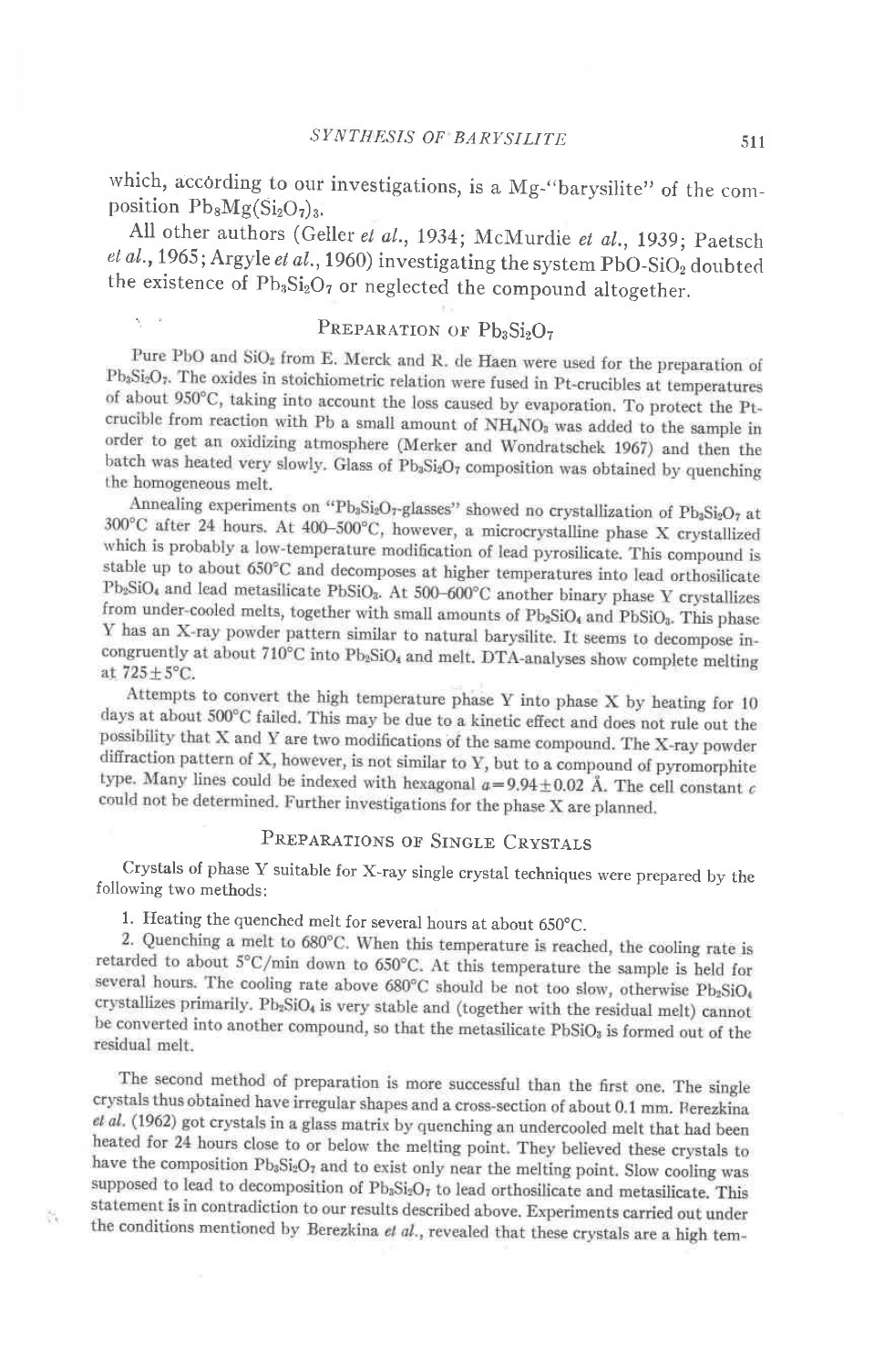which, according to our investigations, is a Mg-"barysilite" of the composition $Pb_8Mg(Si_2O_7)_3$.

All other authors (Geller *et al.*, 1934; McMurdie *et al.*, 1939; Paetsch *et al.*, 1965; Argyle *et al.*, 1960) investigating the system $PbO$-$SiO_2$ doubted the existence of $Pb_3Si_2O_7$ or neglected the compound altogether.

## Preparation of $Pb_3Si_2O_7$

Pure PbO and $SiO_2$ from E. Merck and R. de Haen were used for the preparation of $Pb_3Si_2O_7$. The oxides in stoichiometric relation were fused in Pt-crucibles at temperatures of about 950°C, taking into account the loss caused by evaporation. To protect the Pt-crucible from reaction with Pb a small amount of $NH_4NO_3$ was added to the sample in order to get an oxidizing atmosphere (Merker and Wondratschek 1967) and then the batch was heated very slowly. Glass of $Pb_3Si_2O_7$ composition was obtained by quenching the homogeneous melt.

Annealing experiments on "$Pb_3Si_2O_7$-glasses" showed no crystallization of $Pb_3Si_2O_7$ at 300°C after 24 hours. At 400–500°C, however, a microcrystalline phase X crystallized which is probably a low-temperature modification of lead pyrosilicate. This compound is stable up to about 650°C and decomposes at higher temperatures into lead orthosilicate $Pb_2SiO_4$ and lead metasilicate $PbSiO_3$. At 500–600°C another binary phase Y crystallizes from under-cooled melts, together with small amounts of $Pb_2SiO_4$ and $PbSiO_3$. This phase Y has an X-ray powder pattern similar to natural barysilite. It seems to decompose incongruently at about 710°C into $Pb_2SiO_4$ and melt. DTA-analyses show complete melting at 725±5°C.

Attempts to convert the high temperature phase Y into phase X by heating for 10 days at about 500°C failed. This may be due to a kinetic effect and does not rule out the possibility that X and Y are two modifications of the same compound. The X-ray powder diffraction pattern of X, however, is not similar to Y, but to a compound of pyromorphite type. Many lines could be indexed with hexagonal $a=9.94\pm0.02$ Å. The cell constant $c$ could not be determined. Further investigations for the phase X are planned.

## Preparations of Single Crystals

Crystals of phase Y suitable for X-ray single crystal techniques were prepared by the following two methods:

1. Heating the quenched melt for several hours at about 650°C.
2. Quenching a melt to 680°C. When this temperature is reached, the cooling rate is retarded to about 5°C/min down to 650°C. At this temperature the sample is held for several hours. The cooling rate above 680°C should be not too slow, otherwise $Pb_2SiO_4$ crystallizes primarily. $Pb_2SiO_4$ is very stable and (together with the residual melt) cannot be converted into another compound, so that the metasilicate $PbSiO_3$ is formed out of the residual melt.

The second method of preparation is more successful than the first one. The single crystals thus obtained have irregular shapes and a cross-section of about 0.1 mm. Berezkina *et al.* (1962) got crystals in a glass matrix by quenching an undercooled melt that had been heated for 24 hours close to or below the melting point. They believed these crystals to have the composition $Pb_3Si_2O_7$ and to exist only near the melting point. Slow cooling was supposed to lead to decomposition of $Pb_3Si_2O_7$ to lead orthosilicate and metasilicate. This statement is in contradiction to our results described above. Experiments carried out under the conditions mentioned by Berezkina *et al.*, revealed that these crystals are a high tem-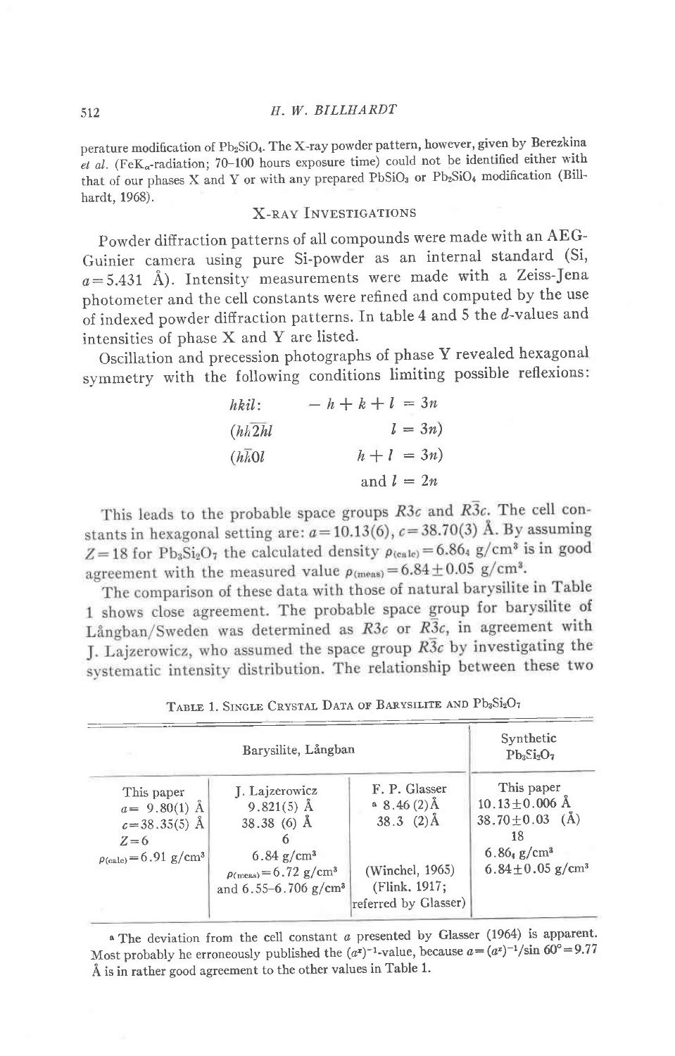perature modification of $Pb_2SiO_4$. The X-ray powder pattern, however, given by Berezkina *et al.* (Fe$K_\alpha$-radiation; 70–100 hours exposure time) could not be identified either with that of our phases X and Y or with any prepared $PbSiO_3$ or $Pb_2SiO_4$ modification (Billhardt, 1968).

## X-RAY INVESTIGATIONS

Powder diffraction patterns of all compounds were made with an AEG-Guinier camera using pure Si-powder as an internal standard (Si, $a=5.431$ Å). Intensity measurements were made with a Zeiss-Jena photometer and the cell constants were refined and computed by the use of indexed powder diffraction patterns. In table 4 and 5 the $d$-values and intensities of phase X and Y are listed.

Oscillation and precession photographs of phase Y revealed hexagonal symmetry with the following conditions limiting possible reflexions:

$$hkil: \quad -h+k+l = 3n$$

$$(hh\overline{2h}l \quad l = 3n)$$

$$(h\bar{h}0l \quad h+l = 3n)$$

$$\text{and } l = 2n$$

This leads to the probable space groups $R3c$ and $R\bar{3}c$. The cell constants in hexagonal setting are: $a=10.13(6)$, $c=38.70(3)$ Å. By assuming $Z=18$ for $Pb_3Si_2O_7$ the calculated density $\rho_{(calc)}=6.86_4$ g/cm³ is in good agreement with the measured value $\rho_{(meas)}=6.84 \pm 0.05$ g/cm³.

The comparison of these data with those of natural barysilite in Table 1 shows close agreement. The probable space group for barysilite of Långban/Sweden was determined as $R3c$ or $R\bar{3}c$, in agreement with J. Lajzerowicz, who assumed the space group $R\bar{3}c$ by investigating the systematic intensity distribution. The relationship between these two

TABLE 1. SINGLE CRYSTAL DATA OF BARYSILITE AND $Pb_3Si_2O_7$

| Barysilite, Långban | | | Synthetic $Pb_3Si_2O_7$ |
|---|---|---|---|
| This paper | J. Lajzerowicz | F. P. Glasser | This paper |
| $a=$ 9.80(1) Å | 9.821(5) Å | [a] 8.46 (2) Å | $10.13 \pm 0.006$ Å |
| $c=$38.35(5) Å | 38.38 (6) Å | 38.3 (2) Å | $38.70 \pm 0.03$ (Å) |
| $Z=6$ | 6 | | 18 |
| $\rho_{(calc)}=6.91$ g/cm³ | 6.84 g/cm³ | | $6.86_4$ g/cm³ |
| | $\rho_{(meas)}=6.72$ g/cm³ and 6.55–6.706 g/cm³ | (Winchel, 1965) (Flink, 1917; referred by Glasser) | $6.84 \pm 0.05$ g/cm³ |

[a] The deviation from the cell constant $a$ presented by Glasser (1964) is apparent. Most probably he erroneously published the $(a^*)^{-1}$-value, because $a=(a^*)^{-1}/\sin 60° = 9.77$ Å is in rather good agreement to the other values in Table 1.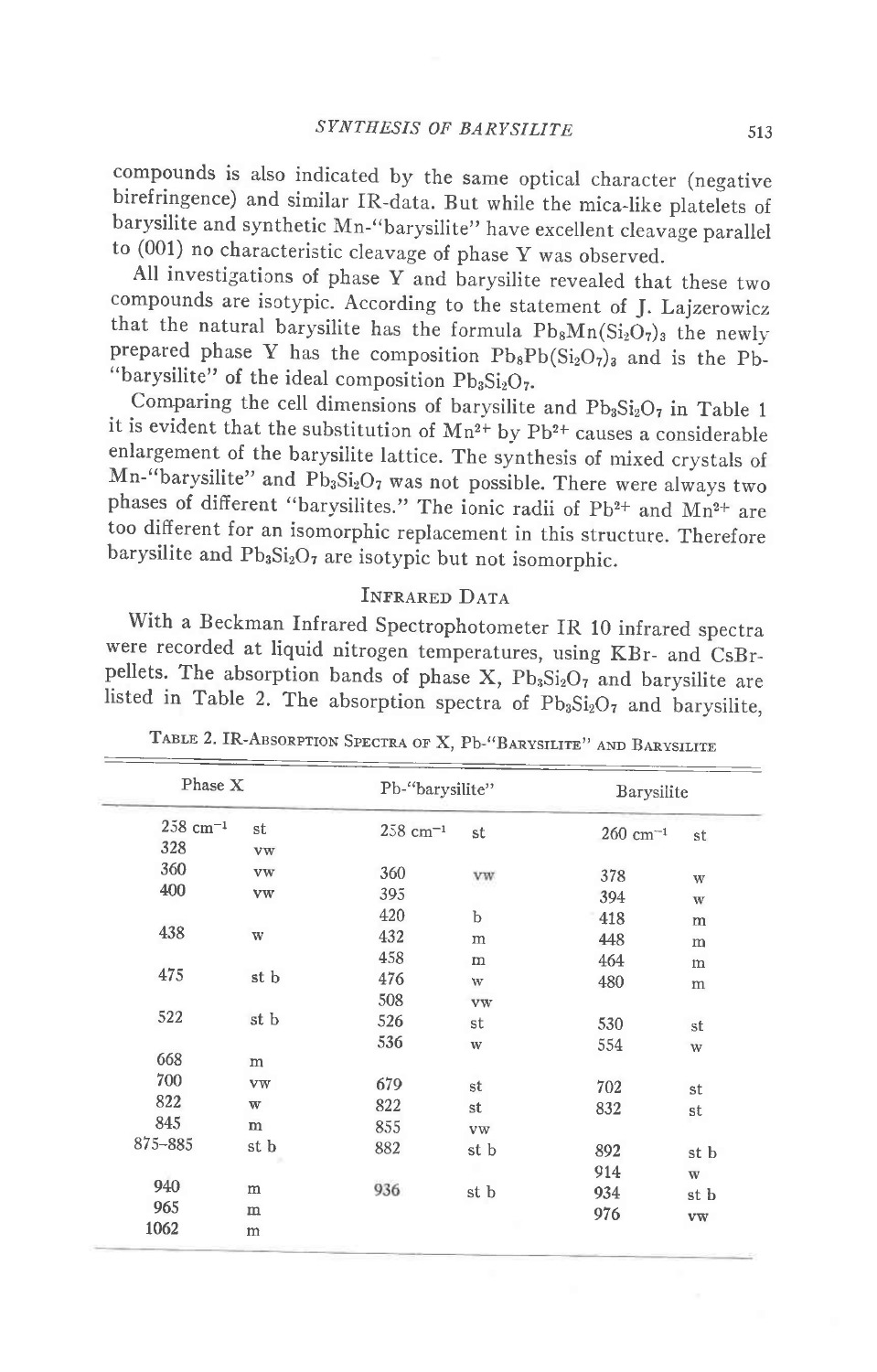compounds is also indicated by the same optical character (negative birefringence) and similar IR-data. But while the mica-like platelets of barysilite and synthetic Mn-"barysilite" have excellent cleavage parallel to (001) no characteristic cleavage of phase Y was observed.

All investigations of phase Y and barysilite revealed that these two compounds are isotypic. According to the statement of J. Lajzerowicz that the natural barysilite has the formula $Pb_8Mn(Si_2O_7)_3$ the newly prepared phase Y has the composition $Pb_8Pb(Si_2O_7)_3$ and is the Pb-"barysilite" of the ideal composition $Pb_3Si_2O_7$.

Comparing the cell dimensions of barysilite and $Pb_3Si_2O_7$ in Table 1 it is evident that the substitution of $Mn^{2+}$ by $Pb^{2+}$ causes a considerable enlargement of the barysilite lattice. The synthesis of mixed crystals of Mn-"barysilite" and $Pb_3Si_2O_7$ was not possible. There were always two phases of different "barysilites." The ionic radii of $Pb^{2+}$ and $Mn^{2+}$ are too different for an isomorphic replacement in this structure. Therefore barysilite and $Pb_3Si_2O_7$ are isotypic but not isomorphic.

## Infrared Data

With a Beckman Infrared Spectrophotometer IR 10 infrared spectra were recorded at liquid nitrogen temperatures, using KBr- and CsBr-pellets. The absorption bands of phase X, $Pb_3Si_2O_7$ and barysilite are listed in Table 2. The absorption spectra of $Pb_3Si_2O_7$ and barysilite,

Table 2. IR-Absorption Spectra of X, Pb-"Barysilite" and Barysilite

| Phase X | | Pb-"barysilite" | | Barysilite | |
|---|---|---|---|---|---|
| 258 $cm^{-1}$ | st | 258 $cm^{-1}$ | st | 260 $cm^{-1}$ | st |
| 328 | vw | | | | |
| 360 | vw | 360 | vw | 378 | w |
| 400 | vw | 395 | | 394 | w |
| | | 420 | b | 418 | m |
| 438 | w | 432 | m | 448 | m |
| | | 458 | m | 464 | m |
| 475 | st b | 476 | w | 480 | m |
| | | 508 | vw | | |
| 522 | st b | 526 | st | 530 | st |
| | | 536 | w | 554 | w |
| 668 | m | | | | |
| 700 | vw | 679 | st | 702 | st |
| 822 | w | 822 | st | 832 | st |
| 845 | m | 855 | vw | | |
| 875–885 | st b | 882 | st b | 892 | st b |
| | | | | 914 | w |
| 940 | m | 936 | st b | 934 | st b |
| 965 | m | | | 976 | vw |
| 1062 | m | | | | |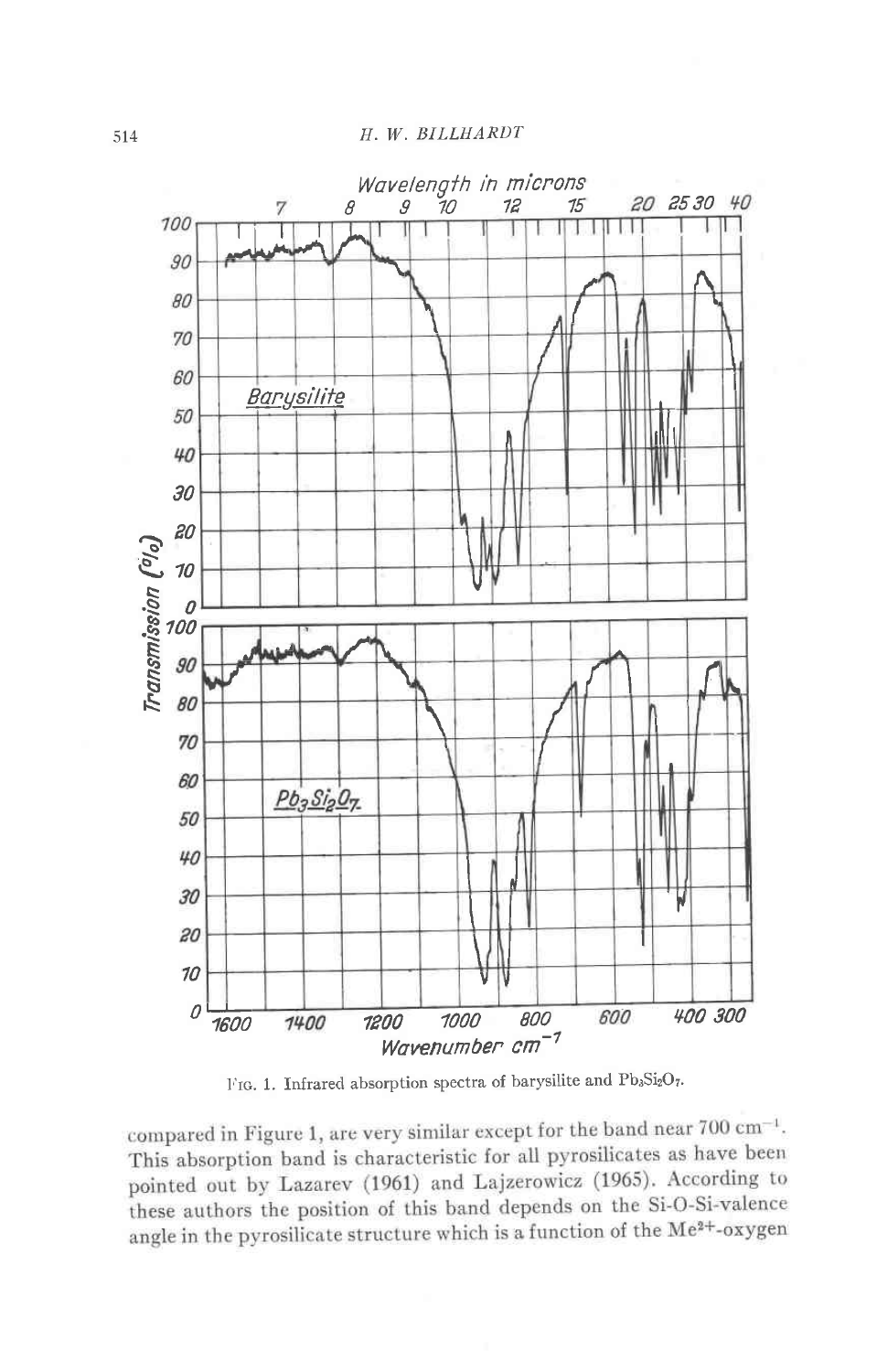FIG. 1. Infrared absorption spectra of barysilite and $Pb_3Si_2O_7$.

compared in Figure 1, are very similar except for the band near 700 $cm^{-1}$. This absorption band is characteristic for all pyrosilicates as have been pointed out by Lazarev (1961) and Lajzerowicz (1965). According to these authors the position of this band depends on the Si-O-Si-valence angle in the pyrosilicate structure which is a function of the $Me^{2+}$-oxygen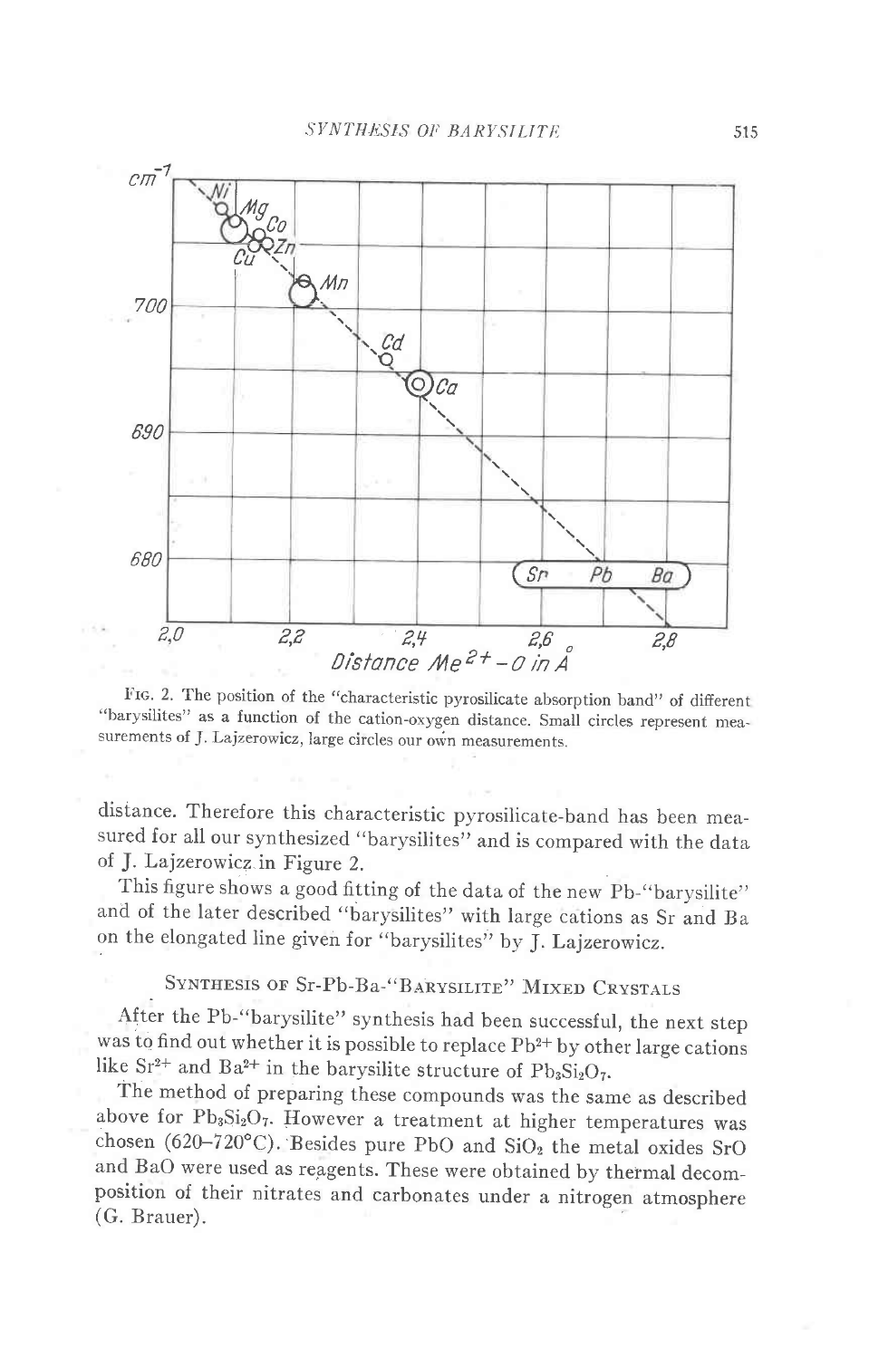FIG. 2. The position of the "characteristic pyrosilicate absorption band" of different "barysilites" as a function of the cation-oxygen distance. Small circles represent measurements of J. Lajzerowicz, large circles our own measurements.

distance. Therefore this characteristic pyrosilicate-band has been measured for all our synthesized "barysilites" and is compared with the data of J. Lajzerowicz in Figure 2.

This figure shows a good fitting of the data of the new Pb-"barysilite" and of the later described "barysilites" with large cations as Sr and Ba on the elongated line given for "barysilites" by J. Lajzerowicz.

## SYNTHESIS OF Sr-Pb-Ba-"BARYSILITE" MIXED CRYSTALS

After the Pb-"barysilite" synthesis had been successful, the next step was to find out whether it is possible to replace $Pb^{2+}$ by other large cations like $Sr^{2+}$ and $Ba^{2+}$ in the barysilite structure of $Pb_3Si_2O_7$.

The method of preparing these compounds was the same as described above for $Pb_3Si_2O_7$. However a treatment at higher temperatures was chosen (620–720°C). Besides pure PbO and $SiO_2$ the metal oxides SrO and BaO were used as reagents. These were obtained by thermal decomposition of their nitrates and carbonates under a nitrogen atmosphere (G. Brauer).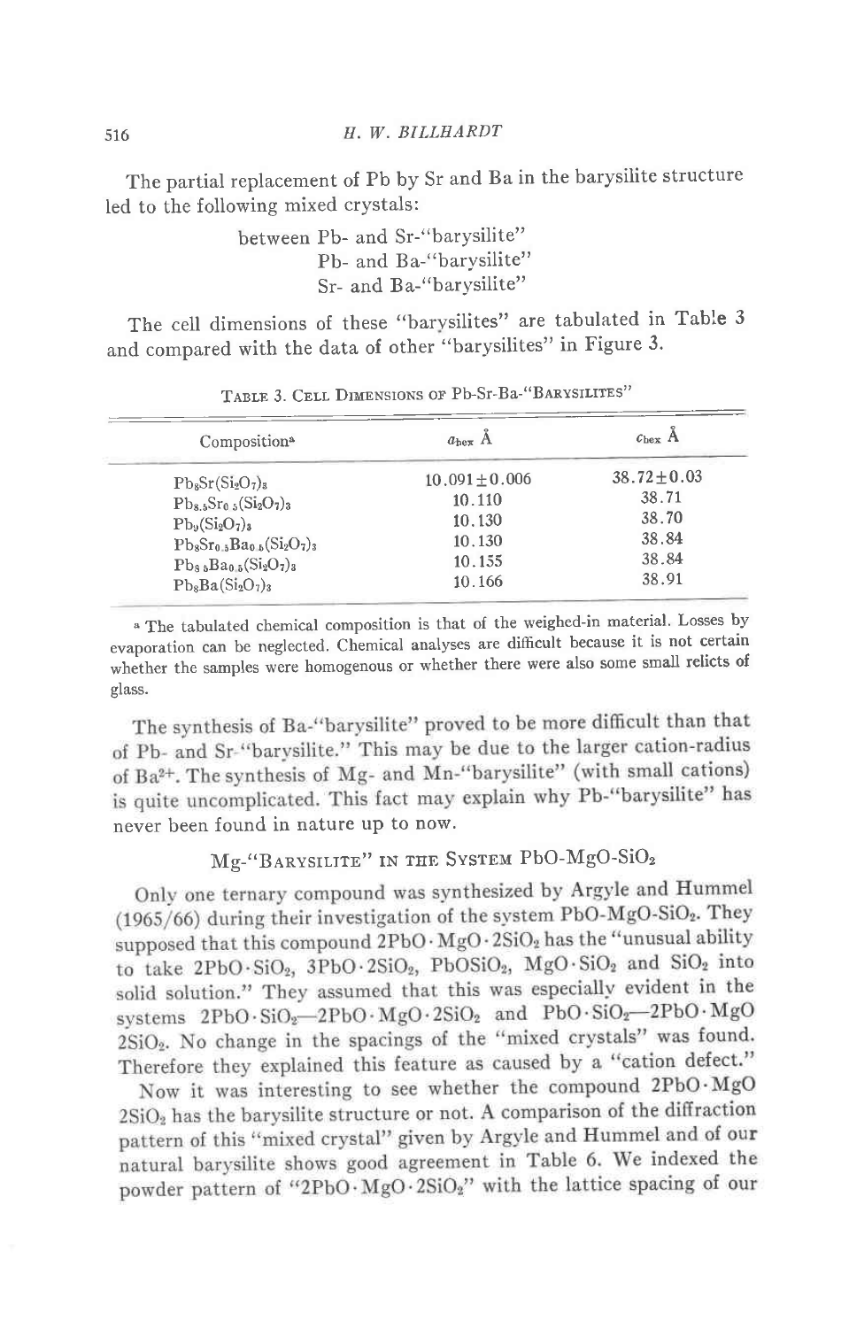The partial replacement of Pb by Sr and Ba in the barysilite structure led to the following mixed crystals:

between Pb- and Sr-"barysilite"
Pb- and Ba-"barysilite"
Sr- and Ba-"barysilite"

The cell dimensions of these "barysilites" are tabulated in Table 3 and compared with the data of other "barysilites" in Figure 3.

TABLE 3. CELL DIMENSIONS OF Pb-Sr-Ba-"BARYSILITES"

| Composition[a] | $a_{hex}$ Å | $c_{hex}$ Å |
|---|---|---|
| $Pb_8Sr(Si_2O_7)_3$ | $10.091 \pm 0.006$ | $38.72 \pm 0.03$ |
| $Pb_{8.5}Sr_{0.5}(Si_2O_7)_3$ | 10.110 | 38.71 |
| $Pb_9(Si_2O_7)_3$ | 10.130 | 38.70 |
| $Pb_8Sr_{0.5}Ba_{0.5}(Si_2O_7)_3$ | 10.130 | 38.84 |
| $Pb_{8.5}Ba_{0.5}(Si_2O_7)_3$ | 10.155 | 38.84 |
| $Pb_8Ba(Si_2O_7)_3$ | 10.166 | 38.91 |

[a] The tabulated chemical composition is that of the weighed-in material. Losses by evaporation can be neglected. Chemical analyses are difficult because it is not certain whether the samples were homogenous or whether there were also some small relicts of glass.

The synthesis of Ba-"barysilite" proved to be more difficult than that of Pb- and Sr-"barysilite." This may be due to the larger cation-radius of $Ba^{2+}$. The synthesis of Mg- and Mn-"barysilite" (with small cations) is quite uncomplicated. This fact may explain why Pb-"barysilite" has never been found in nature up to now.

## Mg-"BARYSILITE" IN THE SYSTEM $PbO$-$MgO$-$SiO_2$

Only one ternary compound was synthesized by Argyle and Hummel (1965/66) during their investigation of the system $PbO$-$MgO$-$SiO_2$. They supposed that this compound $2PbO \cdot MgO \cdot 2SiO_2$ has the "unusual ability to take $2PbO \cdot SiO_2$, $3PbO \cdot 2SiO_2$, $PbOSiO_2$, $MgO \cdot SiO_2$ and $SiO_2$ into solid solution." They assumed that this was especially evident in the systems $2PbO \cdot SiO_2$—$2PbO \cdot MgO \cdot 2SiO_2$ and $PbO \cdot SiO_2$—$2PbO \cdot MgO$ $2SiO_2$. No change in the spacings of the "mixed crystals" was found. Therefore they explained this feature as caused by a "cation defect."

Now it was interesting to see whether the compound $2PbO \cdot MgO$ $2SiO_2$ has the barysilite structure or not. A comparison of the diffraction pattern of this "mixed crystal" given by Argyle and Hummel and of our natural barysilite shows good agreement in Table 6. We indexed the powder pattern of "$2PbO \cdot MgO \cdot 2SiO_2$" with the lattice spacing of our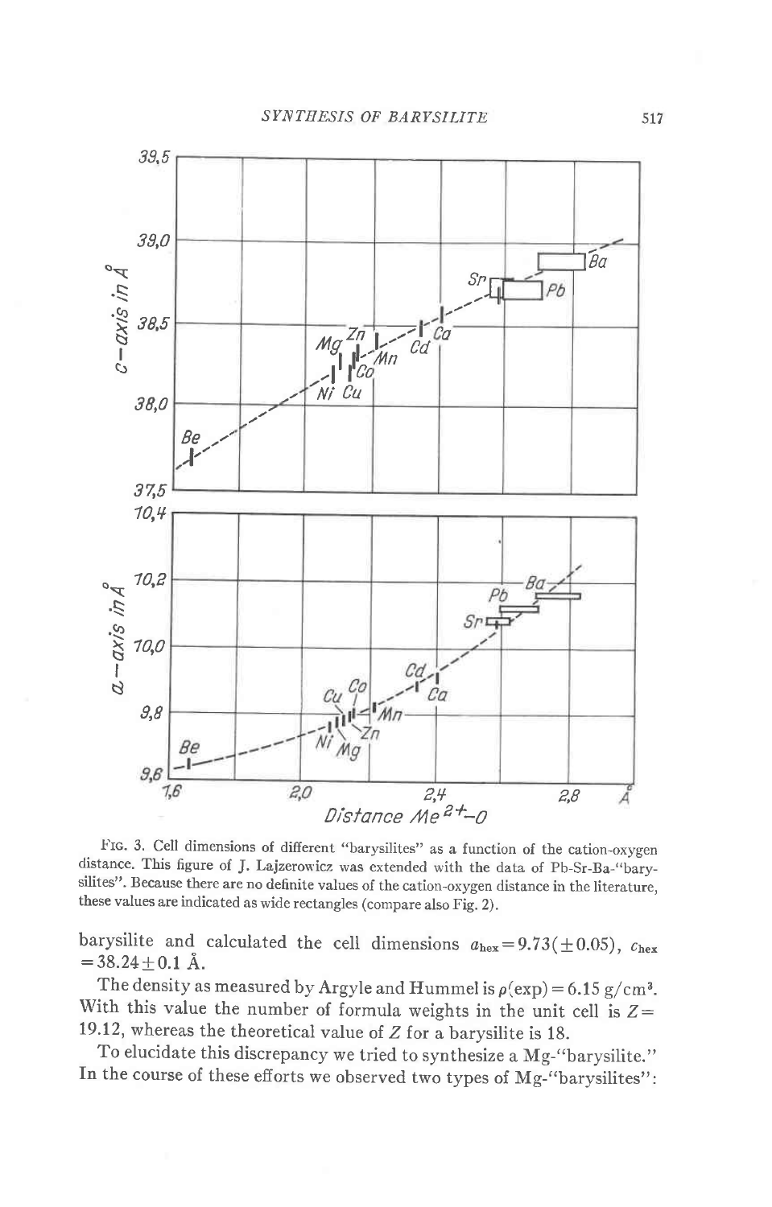FIG. 3. Cell dimensions of different "barysilites" as a function of the cation-oxygen distance. This figure of J. Lajzerowicz was extended with the data of Pb-Sr-Ba-"barysilites". Because there are no definite values of the cation-oxygen distance in the literature, these values are indicated as wide rectangles (compare also Fig. 2).

barysilite and calculated the cell dimensions $a_{hex} = 9.73(\pm 0.05)$, $c_{hex} = 38.24 \pm 0.1$ Å.

The density as measured by Argyle and Hummel is $\rho(\exp) = 6.15$ g/cm$^3$. With this value the number of formula weights in the unit cell is $Z = 19.12$, whereas the theoretical value of $Z$ for a barysilite is 18.

To elucidate this discrepancy we tried to synthesize a Mg-"barysilite." In the course of these efforts we observed two types of Mg-"barysilites":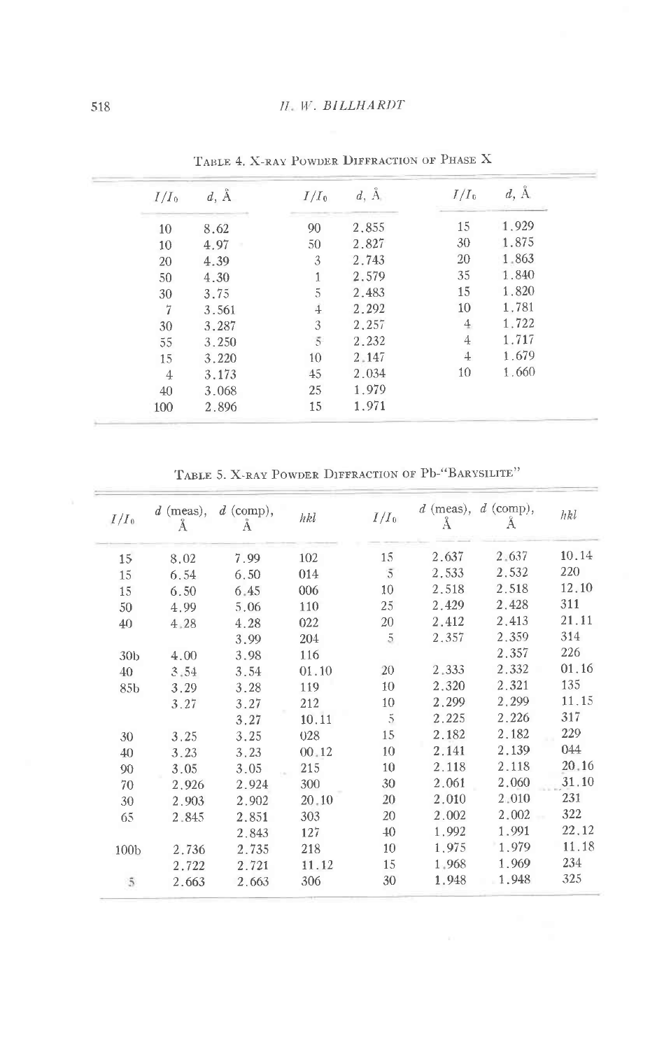TABLE 4. X-RAY POWDER DIFFRACTION OF PHASE X

| $I/I_0$ | d, Å | $I/I_0$ | d, Å | $I/I_0$ | d, Å |
|---|---|---|---|---|---|
| 10 | 8.62 | 90 | 2.855 | 15 | 1.929 |
| 10 | 4.97 | 50 | 2.827 | 30 | 1.875 |
| 20 | 4.39 | 3 | 2.743 | 20 | 1.863 |
| 50 | 4.30 | 1 | 2.579 | 35 | 1.840 |
| 30 | 3.75 | 5 | 2.483 | 15 | 1.820 |
| 7 | 3.561 | 4 | 2.292 | 10 | 1.781 |
| 30 | 3.287 | 3 | 2.257 | 4 | 1.722 |
| 55 | 3.250 | 5 | 2.232 | 4 | 1.717 |
| 15 | 3.220 | 10 | 2.147 | 4 | 1.679 |
| 4 | 3.173 | 45 | 2.034 | 10 | 1.660 |
| 40 | 3.068 | 25 | 1.979 | | |
| 100 | 2.896 | 15 | 1.971 | | |

TABLE 5. X-RAY POWDER DIFFRACTION OF Pb-"BARYSILITE"

| $I/I_0$ | d (meas), Å | d (comp), Å | hkl | $I/I_0$ | d (meas), Å | d (comp), Å | hkl |
|---|---|---|---|---|---|---|---|
| 15 | 8.02 | 7.99 | 102 | 15 | 2.637 | 2.637 | 10.14 |
| 15 | 6.54 | 6.50 | 014 | 5 | 2.533 | 2.532 | 220 |
| 15 | 6.50 | 6.45 | 006 | 10 | 2.518 | 2.518 | 12.10 |
| 50 | 4.99 | 5.06 | 110 | 25 | 2.429 | 2.428 | 311 |
| 40 | 4.28 | 4.28 | 022 | 20 | 2.412 | 2.413 | 21.11 |
| | | 3.99 | 204 | 5 | 2.357 | 2.359 | 314 |
| 30b | 4.00 | 3.98 | 116 | | | 2.357 | 226 |
| 40 | 3.54 | 3.54 | 01.10 | 20 | 2.333 | 2.332 | 01.16 |
| 85b | 3.29 | 3.28 | 119 | 10 | 2.320 | 2.321 | 135 |
| | 3.27 | 3.27 | 212 | 10 | 2.299 | 2.299 | 11.15 |
| | | 3.27 | 10.11 | 5 | 2.225 | 2.226 | 317 |
| 30 | 3.25 | 3.25 | 028 | 15 | 2.182 | 2.182 | 229 |
| 40 | 3.23 | 3.23 | 00.12 | 10 | 2.141 | 2.139 | 044 |
| 90 | 3.05 | 3.05 | 215 | 10 | 2.118 | 2.118 | 20.16 |
| 70 | 2.926 | 2.924 | 300 | 30 | 2.061 | 2.060 | 31.10 |
| 30 | 2.903 | 2.902 | 20.10 | 20 | 2.010 | 2.010 | 231 |
| 65 | 2.845 | 2.851 | 303 | 20 | 2.002 | 2.002 | 322 |
| | | 2.843 | 127 | 40 | 1.992 | 1.991 | 22.12 |
| 100b | 2.736 | 2.735 | 218 | 10 | 1.975 | 1.979 | 11.18 |
| | 2.722 | 2.721 | 11.12 | 15 | 1.968 | 1.969 | 234 |
| 5 | 2.663 | 2.663 | 306 | 30 | 1.948 | 1.948 | 325 |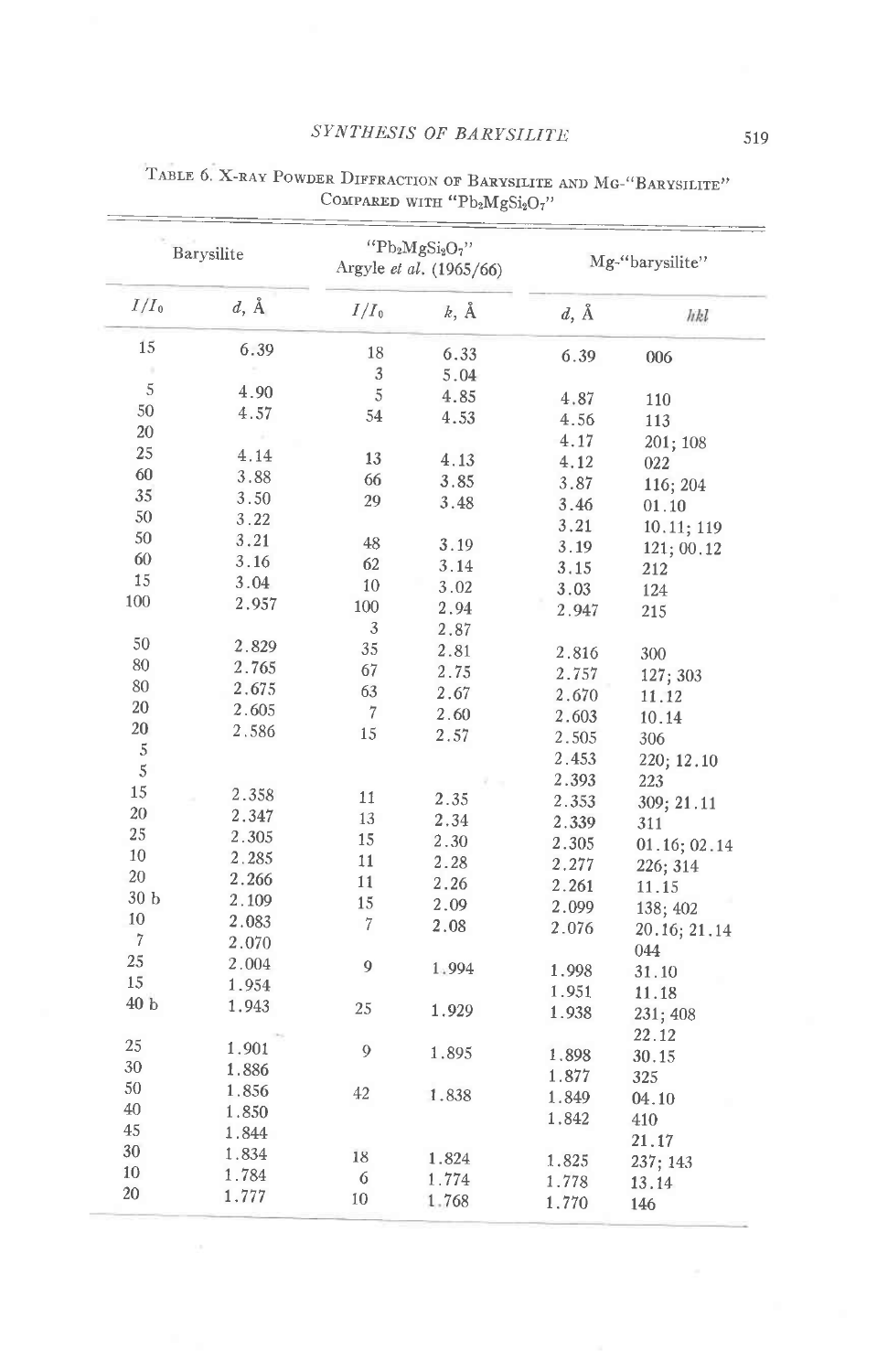TABLE 6. X-RAY POWDER DIFFRACTION OF BARYSILITE AND MG-"BARYSILITE" COMPARED WITH "$Pb_2MgSi_2O_7$"

| Barysilite | | "$Pb_2MgSi_2O_7$" Argyle *et al.* (1965/66) | | Mg-"barysilite" | |
|---|---|---|---|---|---|
| $I/I_0$ | d, Å | $I/I_0$ | k, Å | d, Å | hkl |
| 15 | 6.39 | 18 | 6.33 | 6.39 | 006 |
| | | 3 | 5.04 | | |
| 5 | 4.90 | 5 | 4.85 | 4.87 | 110 |
| 50 | 4.57 | 54 | 4.53 | 4.56 | 113 |
| 20 | | | | 4.17 | 201; 108 |
| 25 | 4.14 | 13 | 4.13 | 4.12 | 022 |
| 60 | 3.88 | 66 | 3.85 | 3.87 | 116; 204 |
| 35 | 3.50 | 29 | 3.48 | 3.46 | 01.10 |
| 50 | 3.22 | | | 3.21 | 10.11; 119 |
| 50 | 3.21 | 48 | 3.19 | 3.19 | 121; 00.12 |
| 60 | 3.16 | 62 | 3.14 | 3.15 | 212 |
| 15 | 3.04 | 10 | 3.02 | 3.03 | 124 |
| 100 | 2.957 | 100 | 2.94 | 2.947 | 215 |
| | | 3 | 2.87 | | |
| 50 | 2.829 | 35 | 2.81 | 2.816 | 300 |
| 80 | 2.765 | 67 | 2.75 | 2.757 | 127; 303 |
| 80 | 2.675 | 63 | 2.67 | 2.670 | 11.12 |
| 20 | 2.605 | 7 | 2.60 | 2.603 | 10.14 |
| 20 | 2.586 | 15 | 2.57 | 2.505 | 306 |
| 5 | | | | 2.453 | 220; 12.10 |
| 5 | | | | 2.393 | 223 |
| 15 | 2.358 | 11 | 2.35 | 2.353 | 309; 21.11 |
| 20 | 2.347 | 13 | 2.34 | 2.339 | 311 |
| 25 | 2.305 | 15 | 2.30 | 2.305 | 01.16; 02.14 |
| 10 | 2.285 | 11 | 2.28 | 2.277 | 226; 314 |
| 20 | 2.266 | 11 | 2.26 | 2.261 | 11.15 |
| 30 b | 2.109 | 15 | 2.09 | 2.099 | 138; 402 |
| 10 | 2.083 | 7 | 2.08 | 2.076 | 20.16; 21.14 |
| 7 | 2.070 | | | | 044 |
| 25 | 2.004 | 9 | 1.994 | 1.998 | 31.10 |
| 15 | 1.954 | | | 1.951 | 11.18 |
| 40 b | 1.943 | 25 | 1.929 | 1.938 | 231; 408 |
| | | | | | 22.12 |
| 25 | 1.901 | 9 | 1.895 | 1.898 | 30.15 |
| 30 | 1.886 | | | 1.877 | 325 |
| 50 | 1.856 | 42 | 1.838 | 1.849 | 04.10 |
| 40 | 1.850 | | | 1.842 | 410 |
| 45 | 1.844 | | | | 21.17 |
| 30 | 1.834 | 18 | 1.824 | 1.825 | 237; 143 |
| 10 | 1.784 | 6 | 1.774 | 1.778 | 13.14 |
| 20 | 1.777 | 10 | 1.768 | 1.770 | 146 |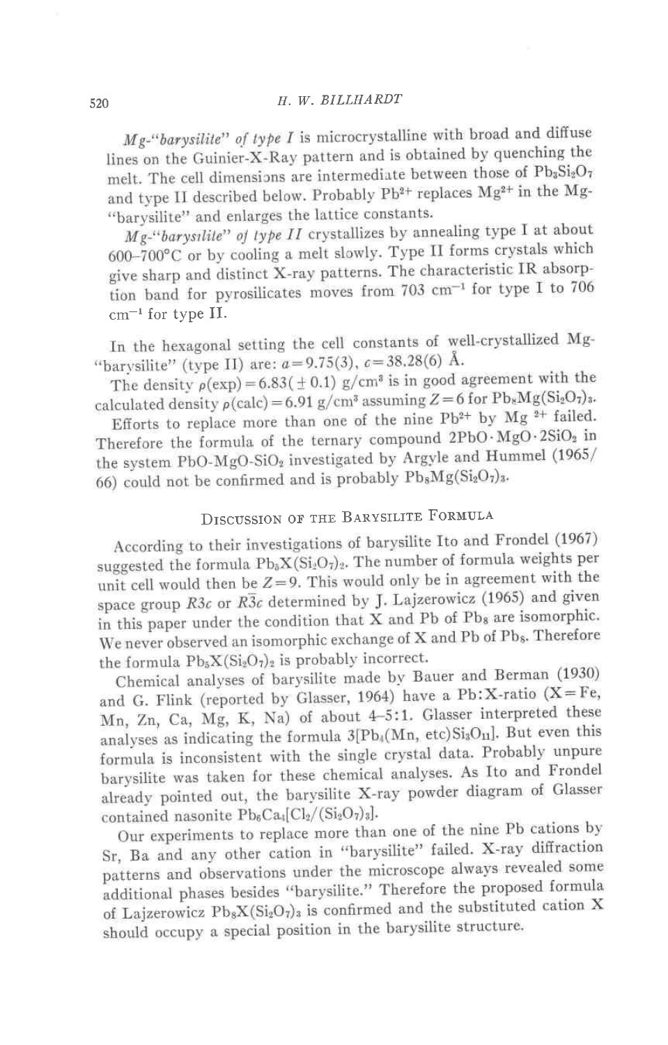*Mg-"barysilite" of type I* is microcrystalline with broad and diffuse lines on the Guinier-X-Ray pattern and is obtained by quenching the melt. The cell dimensions are intermediate between those of $Pb_3Si_2O_7$ and type II described below. Probably $Pb^{2+}$ replaces $Mg^{2+}$ in the Mg-"barysilite" and enlarges the lattice constants.

*Mg-"barysilite" of type II* crystallizes by annealing type I at about 600–700°C or by cooling a melt slowly. Type II forms crystals which give sharp and distinct X-ray patterns. The characteristic IR absorption band for pyrosilicates moves from 703 $cm^{-1}$ for type I to 706 $cm^{-1}$ for type II.

In the hexagonal setting the cell constants of well-crystallized Mg-"barysilite" (type II) are: $a = 9.75(3)$, $c = 38.28(6)$ Å.

The density $\rho(\exp) = 6.83(\pm 0.1)$ g/cm³ is in good agreement with the calculated density $\rho(\text{calc}) = 6.91$ g/cm³ assuming $Z = 6$ for $Pb_8Mg(Si_2O_7)_3$.

Efforts to replace more than one of the nine $Pb^{2+}$ by $Mg^{2+}$ failed. Therefore the formula of the ternary compound $2PbO \cdot MgO \cdot 2SiO_2$ in the system PbO-MgO-$SiO_2$ investigated by Argyle and Hummel (1965/66) could not be confirmed and is probably $Pb_8Mg(Si_2O_7)_3$.

## Discussion of the Barysilite Formula

According to their investigations of barysilite Ito and Frondel (1967) suggested the formula $Pb_5X(Si_2O_7)_2$. The number of formula weights per unit cell would then be $Z = 9$. This would only be in agreement with the space group $R3c$ or $R\bar{3}c$ determined by J. Lajzerowicz (1965) and given in this paper under the condition that X and Pb of $Pb_8$ are isomorphic. We never observed an isomorphic exchange of X and Pb of $Pb_8$. Therefore the formula $Pb_5X(Si_2O_7)_2$ is probably incorrect.

Chemical analyses of barysilite made by Bauer and Berman (1930) and G. Flink (reported by Glasser, 1964) have a Pb:X-ratio (X = Fe, Mn, Zn, Ca, Mg, K, Na) of about 4–5:1. Glasser interpreted these analyses as indicating the formula $3[Pb_4(Mn, etc)Si_3O_{11}]$. But even this formula is inconsistent with the single crystal data. Probably unpure barysilite was taken for these chemical analyses. As Ito and Frondel already pointed out, the barysilite X-ray powder diagram of Glasser contained nasonite $Pb_6Ca_4[Cl_2/(Si_2O_7)_3]$.

Our experiments to replace more than one of the nine Pb cations by Sr, Ba and any other cation in "barysilite" failed. X-ray diffraction patterns and observations under the microscope always revealed some additional phases besides "barysilite." Therefore the proposed formula of Lajzerowicz $Pb_8X(Si_2O_7)_3$ is confirmed and the substituted cation X should occupy a special position in the barysilite structure.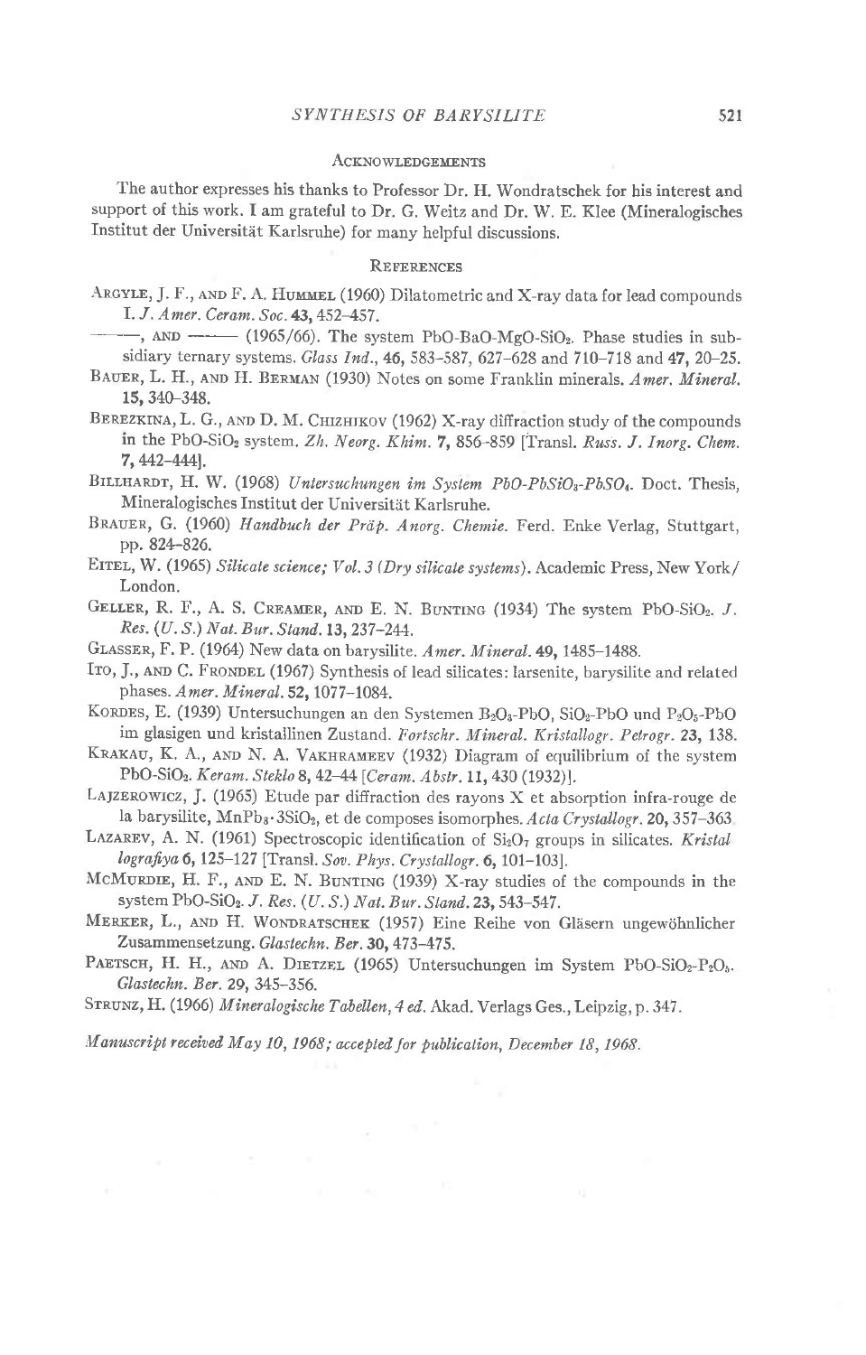## Acknowledgements

The author expresses his thanks to Professor Dr. H. Wondratschek for his interest and support of this work. I am grateful to Dr. G. Weitz and Dr. W. E. Klee (Mineralogisches Institut der Universität Karlsruhe) for many helpful discussions.

## References

Argyle, J. F., and F. A. Hummel (1960) Dilatometric and X-ray data for lead compounds I. *J. Amer. Ceram. Soc.* **43**, 452–457.

———, and ——— (1965/66). The system $PbO$-$BaO$-$MgO$-$SiO_2$. Phase studies in subsidiary ternary systems. *Glass Ind.*, **46**, 583–587, 627–628 and 710–718 and **47**, 20–25.

Bauer, L. H., and H. Berman (1930) Notes on some Franklin minerals. *Amer. Mineral.* **15**, 340–348.

Berezkina, L. G., and D. M. Chizhikov (1962) X-ray diffraction study of the compounds in the $PbO$-$SiO_2$ system. *Zh. Neorg. Khim.* **7**, 856–859 [Transl. *Russ. J. Inorg. Chem.* **7**, 442–444].

Billhardt, H. W. (1968) *Untersuchungen im System $PbO$-$PbSiO_3$-$PbSO_4$.* Doct. Thesis, Mineralogisches Institut der Universität Karlsruhe.

Brauer, G. (1960) *Handbuch der Präp. Anorg. Chemie.* Ferd. Enke Verlag, Stuttgart, pp. 824–826.

Eitel, W. (1965) *Silicate science; Vol. 3 (Dry silicate systems).* Academic Press, New York/London.

Geller, R. F., A. S. Creamer, and E. N. Bunting (1934) The system $PbO$-$SiO_2$. *J. Res. (U. S.) Nat. Bur. Stand.* **13**, 237–244.

Glasser, F. P. (1964) New data on barysilite. *Amer. Mineral.* **49**, 1485–1488.

Ito, J., and C. Frondel (1967) Synthesis of lead silicates: larsenite, barysilite and related phases. *Amer. Mineral.* **52**, 1077–1084.

Kordes, E. (1939) Untersuchungen an den Systemen $B_2O_3$-$PbO$, $SiO_2$-$PbO$ und $P_2O_5$-$PbO$ im glasigen und kristallinen Zustand. *Fortschr. Mineral. Kristallogr. Petrogr.* **23**, 138.

Krakau, K. A., and N. A. Vakhrameev (1932) Diagram of equilibrium of the system $PbO$-$SiO_2$. *Keram. Steklo* **8**, 42–44 [*Ceram. Abstr.* **11**, 430 (1932)].

Lajzerowicz, J. (1965) Etude par diffraction des rayons X et absorption infra-rouge de la barysilite, $MnPb_3 \cdot 3SiO_2$, et de composes isomorphes. *Acta Crystallogr.* **20**, 357–363.

Lazarev, A. N. (1961) Spectroscopic identification of $Si_2O_7$ groups in silicates. *Kristallografiya* **6**, 125–127 [Transl. *Sov. Phys. Crystallogr.* **6**, 101–103].

McMurdie, H. F., and E. N. Bunting (1939) X-ray studies of the compounds in the system $PbO$-$SiO_2$. *J. Res. (U. S.) Nat. Bur. Stand.* **23**, 543–547.

Merker, L., and H. Wondratschek (1957) Eine Reihe von Gläsern ungewöhnlicher Zusammensetzung. *Glastechn. Ber.* **30**, 473–475.

Paetsch, H. H., and A. Dietzel (1965) Untersuchungen im System $PbO$-$SiO_2$-$P_2O_5$. *Glastechn. Ber.* **29**, 345–356.

Strunz, H. (1966) *Mineralogische Tabellen, 4 ed.* Akad. Verlags Ges., Leipzig, p. 347.

*Manuscript received May 10, 1968; accepted for publication, December 18, 1968.*